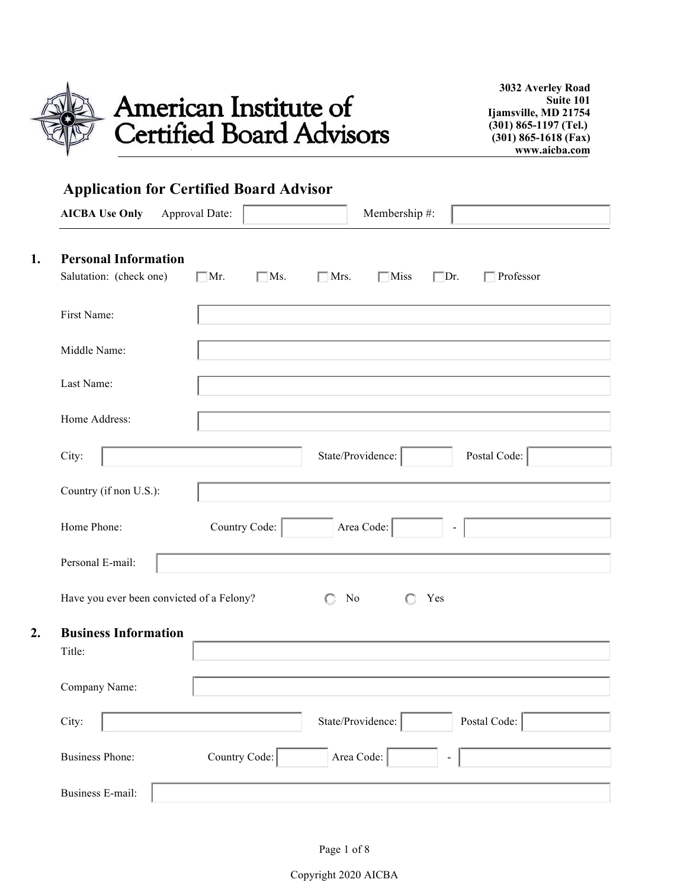# American Institute of Certified Board Advisors

**3032 Averley Road**
**Suite 101**
**Ijamsville, MD 21754**
**(301) 865-1197 (Tel.)**
**(301) 865-1618 (Fax)**
**www.aicba.com**

## Application for Certified Board Advisor

**AICBA Use Only** Approval Date: ________ Membership #: ________

### 1. Personal Information

Salutation: (check one) ☐ Mr. ☐ Ms. ☐ Mrs. ☐ Miss ☐ Dr. ☐ Professor

First Name: ________

Middle Name: ________

Last Name: ________

Home Address: ________

City: ________ State/Providence: ________ Postal Code: ________

Country (if non U.S.): ________

Home Phone: Country Code: ________ Area Code: ________ - ________

Personal E-mail: ________

Have you ever been convicted of a Felony? ○ No ○ Yes

### 2. Business Information

Title: ________

Company Name: ________

City: ________ State/Providence: ________ Postal Code: ________

Business Phone: Country Code: ________ Area Code: ________ - ________

Business E-mail: ________

Copyright 2020 AICBA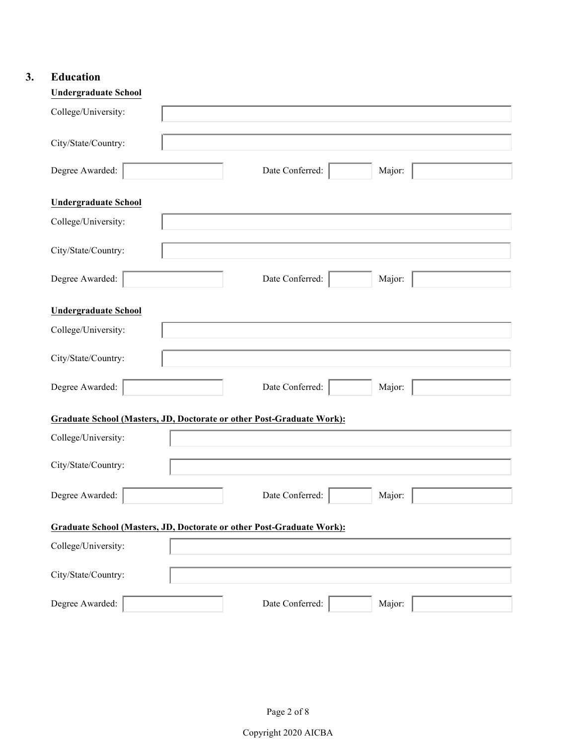## 3. Education

**Undergraduate School**

College/University:

City/State/Country:

Degree Awarded: Date Conferred: Major:

**Undergraduate School**

College/University:

City/State/Country:

Degree Awarded: Date Conferred: Major:

**Undergraduate School**

College/University:

City/State/Country:

Degree Awarded: Date Conferred: Major:

**Graduate School (Masters, JD, Doctorate or other Post-Graduate Work):**

College/University:

City/State/Country:

Degree Awarded: Date Conferred: Major:

**Graduate School (Masters, JD, Doctorate or other Post-Graduate Work):**

College/University:

City/State/Country:

Degree Awarded: Date Conferred: Major:

Copyright 2020 AICBA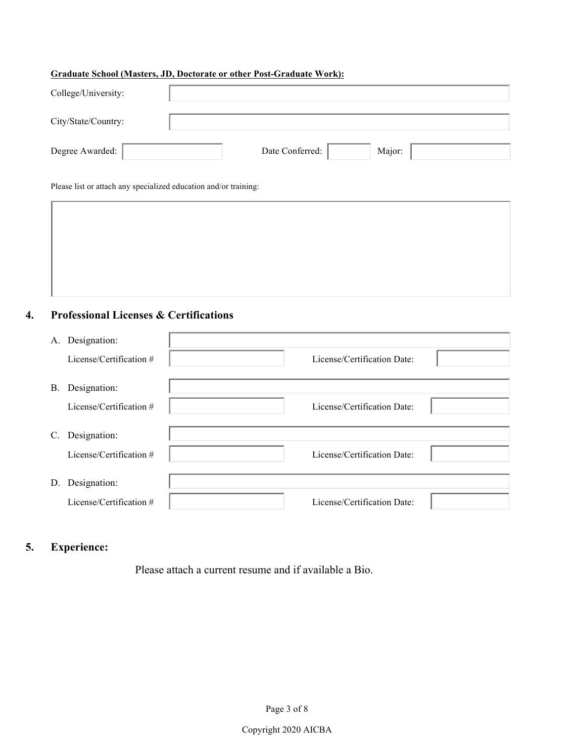**Graduate School (Masters, JD, Doctorate or other Post-Graduate Work):**

College/University: 

City/State/Country: 

Degree Awarded:  Date Conferred:  Major: 

Please list or attach any specialized education and/or training:

## 4. Professional Licenses & Certifications

A. Designation: 

License/Certification # License/Certification Date: 

B. Designation: 

License/Certification # License/Certification Date: 

C. Designation: 

License/Certification # License/Certification Date: 

D. Designation: 

License/Certification # License/Certification Date: 

## 5. Experience:

Please attach a current resume and if available a Bio.

Copyright 2020 AICBA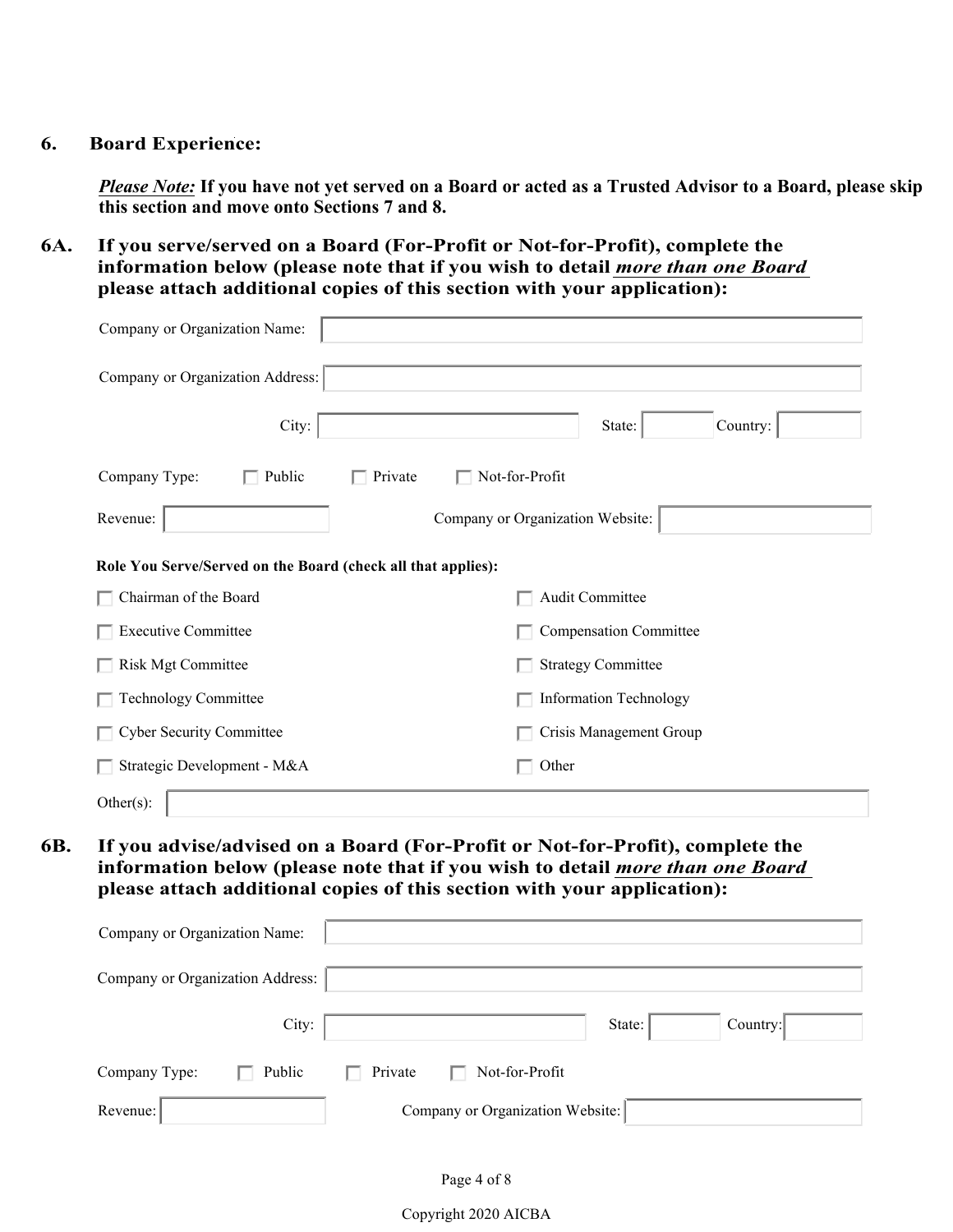## 6. Board Experience:

***Please Note:*** **If you have not yet served on a Board or acted as a Trusted Advisor to a Board, please skip this section and move onto Sections 7 and 8.**

### 6A. If you serve/served on a Board (For-Profit or Not-for-Profit), complete the information below (please note that if you wish to detail *more than one Board* please attach additional copies of this section with your application):

Company or Organization Name:

Company or Organization Address:

City: State: Country:

Company Type: ☐ Public ☐ Private ☐ Not-for-Profit

Revenue: Company or Organization Website:

**Role You Serve/Served on the Board (check all that applies):**

- ☐ Chairman of the Board
- ☐ Audit Committee
- ☐ Executive Committee
- ☐ Compensation Committee
- ☐ Risk Mgt Committee
- ☐ Strategy Committee
- ☐ Technology Committee
- ☐ Information Technology
- ☐ Cyber Security Committee
- ☐ Crisis Management Group
- ☐ Strategic Development - M&A
- ☐ Other

Other(s):

### 6B. If you advise/advised on a Board (For-Profit or Not-for-Profit), complete the information below (please note that if you wish to detail *more than one Board* please attach additional copies of this section with your application):

Company or Organization Name:

Company or Organization Address:

City: State: Country:

Company Type: ☐ Public ☐ Private ☐ Not-for-Profit

Revenue: Company or Organization Website:

Copyright 2020 AICBA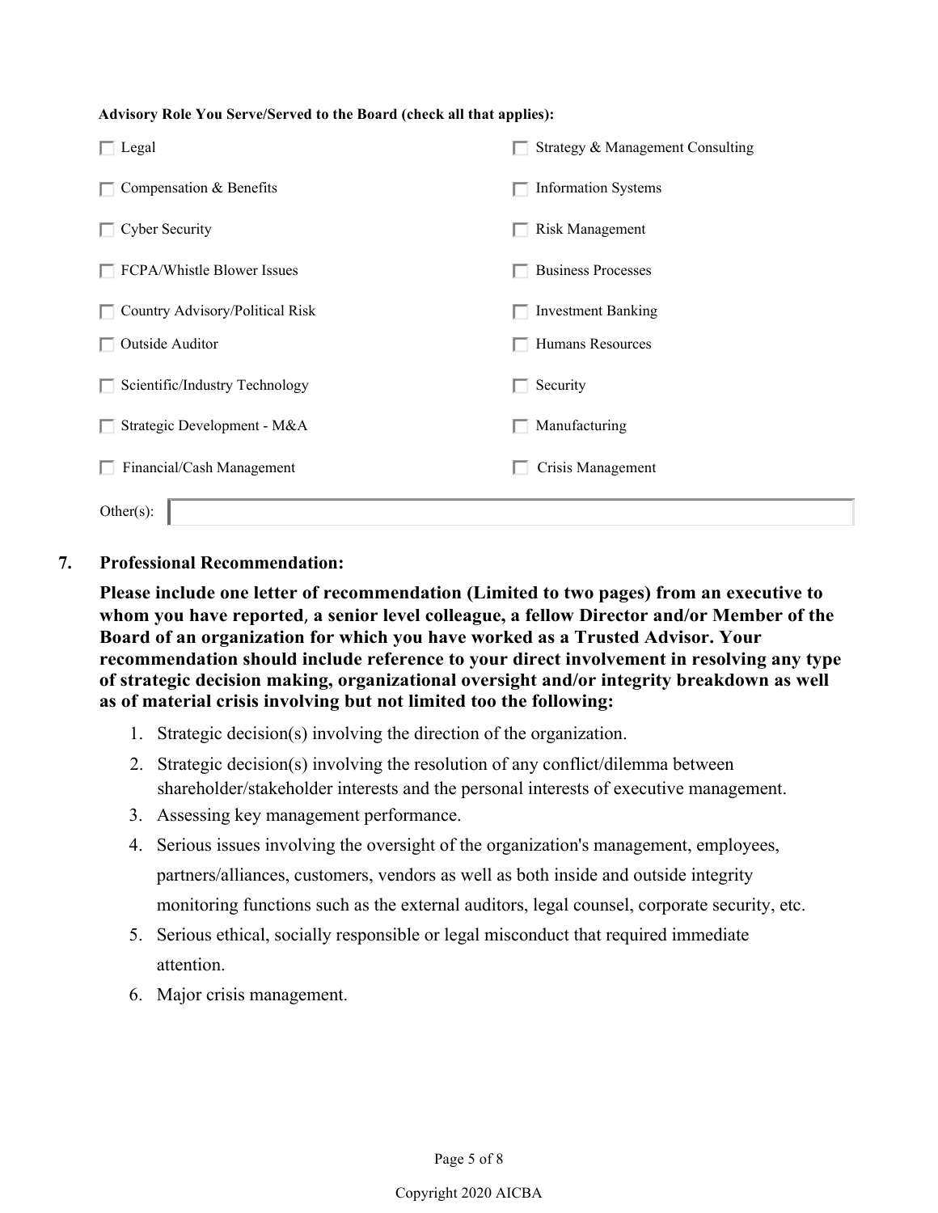**Advisory Role You Serve/Served to the Board (check all that applies):**

- [ ] Legal
- [ ] Strategy & Management Consulting
- [ ] Compensation & Benefits
- [ ] Information Systems
- [ ] Cyber Security
- [ ] Risk Management
- [ ] FCPA/Whistle Blower Issues
- [ ] Business Processes
- [ ] Country Advisory/Political Risk
- [ ] Investment Banking
- [ ] Outside Auditor
- [ ] Humans Resources
- [ ] Scientific/Industry Technology
- [ ] Security
- [ ] Strategic Development - M&A
- [ ] Manufacturing
- [ ] Financial/Cash Management
- [ ] Crisis Management

Other(s): ____________________

**7. Professional Recommendation:**

**Please include one letter of recommendation (Limited to two pages) from an executive to whom you have reported, a senior level colleague, a fellow Director and/or Member of the Board of an organization for which you have worked as a Trusted Advisor. Your recommendation should include reference to your direct involvement in resolving any type of strategic decision making, organizational oversight and/or integrity breakdown as well as of material crisis involving but not limited too the following:**

1. Strategic decision(s) involving the direction of the organization.
2. Strategic decision(s) involving the resolution of any conflict/dilemma between shareholder/stakeholder interests and the personal interests of executive management.
3. Assessing key management performance.
4. Serious issues involving the oversight of the organization's management, employees, partners/alliances, customers, vendors as well as both inside and outside integrity monitoring functions such as the external auditors, legal counsel, corporate security, etc.
5. Serious ethical, socially responsible or legal misconduct that required immediate attention.
6. Major crisis management.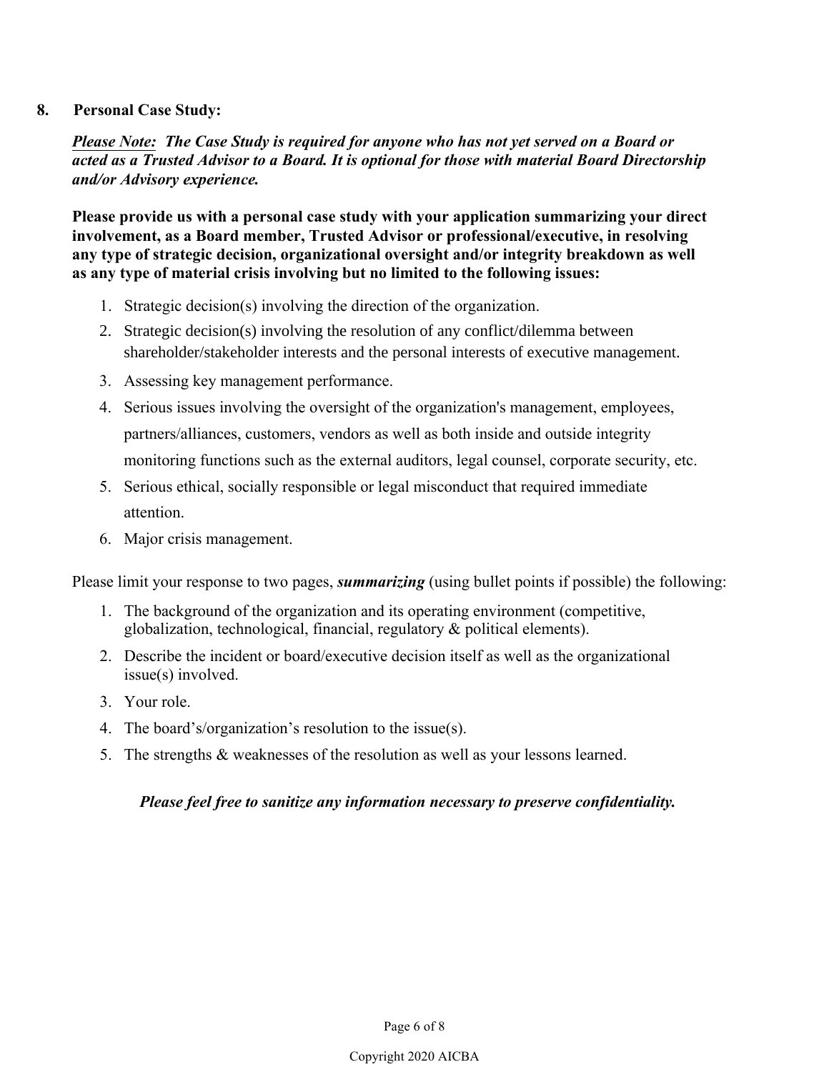## 8. Personal Case Study:

***Please Note:** The Case Study is required for anyone who has not yet served on a Board or acted as a Trusted Advisor to a Board. It is optional for those with material Board Directorship and/or Advisory experience.*

**Please provide us with a personal case study with your application summarizing your direct involvement, as a Board member, Trusted Advisor or professional/executive, in resolving any type of strategic decision, organizational oversight and/or integrity breakdown as well as any type of material crisis involving but no limited to the following issues:**

1. Strategic decision(s) involving the direction of the organization.
2. Strategic decision(s) involving the resolution of any conflict/dilemma between shareholder/stakeholder interests and the personal interests of executive management.
3. Assessing key management performance.
4. Serious issues involving the oversight of the organization's management, employees, partners/alliances, customers, vendors as well as both inside and outside integrity monitoring functions such as the external auditors, legal counsel, corporate security, etc.
5. Serious ethical, socially responsible or legal misconduct that required immediate attention.
6. Major crisis management.

Please limit your response to two pages, ***summarizing*** (using bullet points if possible) the following:

1. The background of the organization and its operating environment (competitive, globalization, technological, financial, regulatory & political elements).
2. Describe the incident or board/executive decision itself as well as the organizational issue(s) involved.
3. Your role.
4. The board's/organization's resolution to the issue(s).
5. The strengths & weaknesses of the resolution as well as your lessons learned.

***Please feel free to sanitize any information necessary to preserve confidentiality.***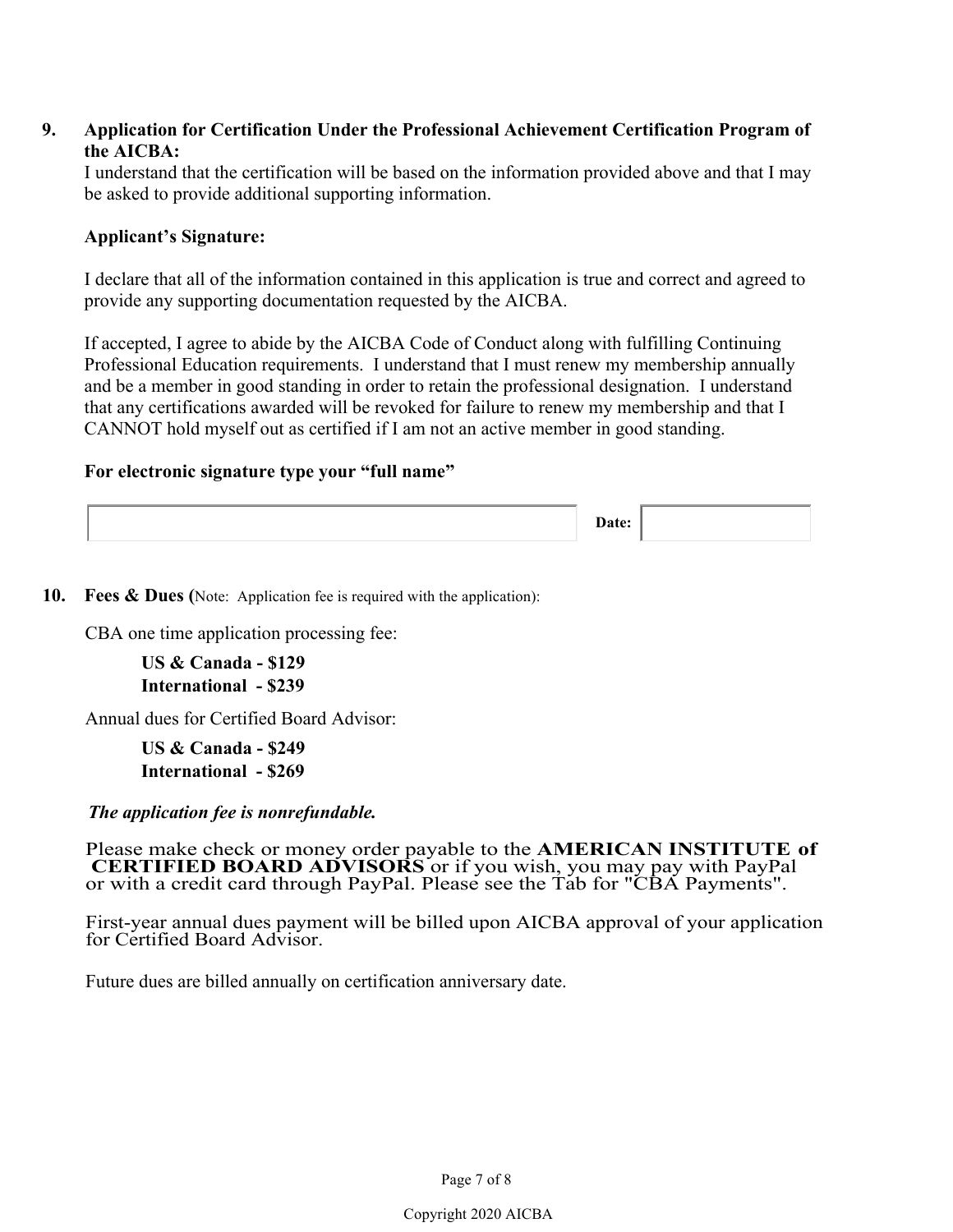**9. Application for Certification Under the Professional Achievement Certification Program of the AICBA:**

I understand that the certification will be based on the information provided above and that I may be asked to provide additional supporting information.

**Applicant's Signature:**

I declare that all of the information contained in this application is true and correct and agreed to provide any supporting documentation requested by the AICBA.

If accepted, I agree to abide by the AICBA Code of Conduct along with fulfilling Continuing Professional Education requirements. I understand that I must renew my membership annually and be a member in good standing in order to retain the professional designation. I understand that any certifications awarded will be revoked for failure to renew my membership and that I CANNOT hold myself out as certified if I am not an active member in good standing.

**For electronic signature type your "full name"**

| | **Date:** | |
|---|---|---|

**10. Fees & Dues (**Note: Application fee is required with the application):

CBA one time application processing fee:

**US & Canada - $129**
**International - $239**

Annual dues for Certified Board Advisor:

**US & Canada - $249**
**International - $269**

***The application fee is nonrefundable.***

Please make check or money order payable to the **AMERICAN INSTITUTE of CERTIFIED BOARD ADVISORS** or if you wish, you may pay with PayPal or with a credit card through PayPal. Please see the Tab for "CBA Payments".

First-year annual dues payment will be billed upon AICBA approval of your application for Certified Board Advisor.

Future dues are billed annually on certification anniversary date.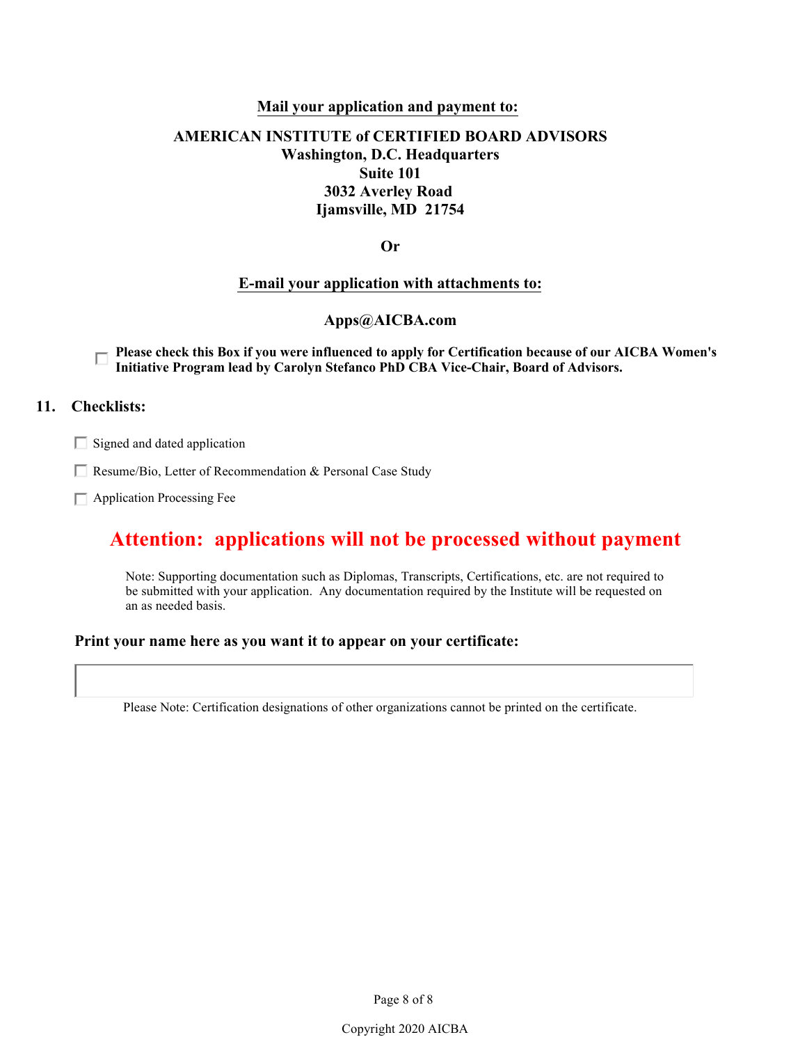**Mail your application and payment to:**

**AMERICAN INSTITUTE of CERTIFIED BOARD ADVISORS**
**Washington, D.C. Headquarters**
**Suite 101**
**3032 Averley Road**
**Ijamsville, MD 21754**

**Or**

**E-mail your application with attachments to:**

**Apps@AICBA.com**

☐ **Please check this Box if you were influenced to apply for Certification because of our AICBA Women's Initiative Program lead by Carolyn Stefanco PhD CBA Vice-Chair, Board of Advisors.**

## 11. Checklists:

☐ Signed and dated application

☐ Resume/Bio, Letter of Recommendation & Personal Case Study

☐ Application Processing Fee

## Attention: applications will not be processed without payment

Note: Supporting documentation such as Diplomas, Transcripts, Certifications, etc. are not required to be submitted with your application. Any documentation required by the Institute will be requested on an as needed basis.

**Print your name here as you want it to appear on your certificate:**

Please Note: Certification designations of other organizations cannot be printed on the certificate.

Copyright 2020 AICBA